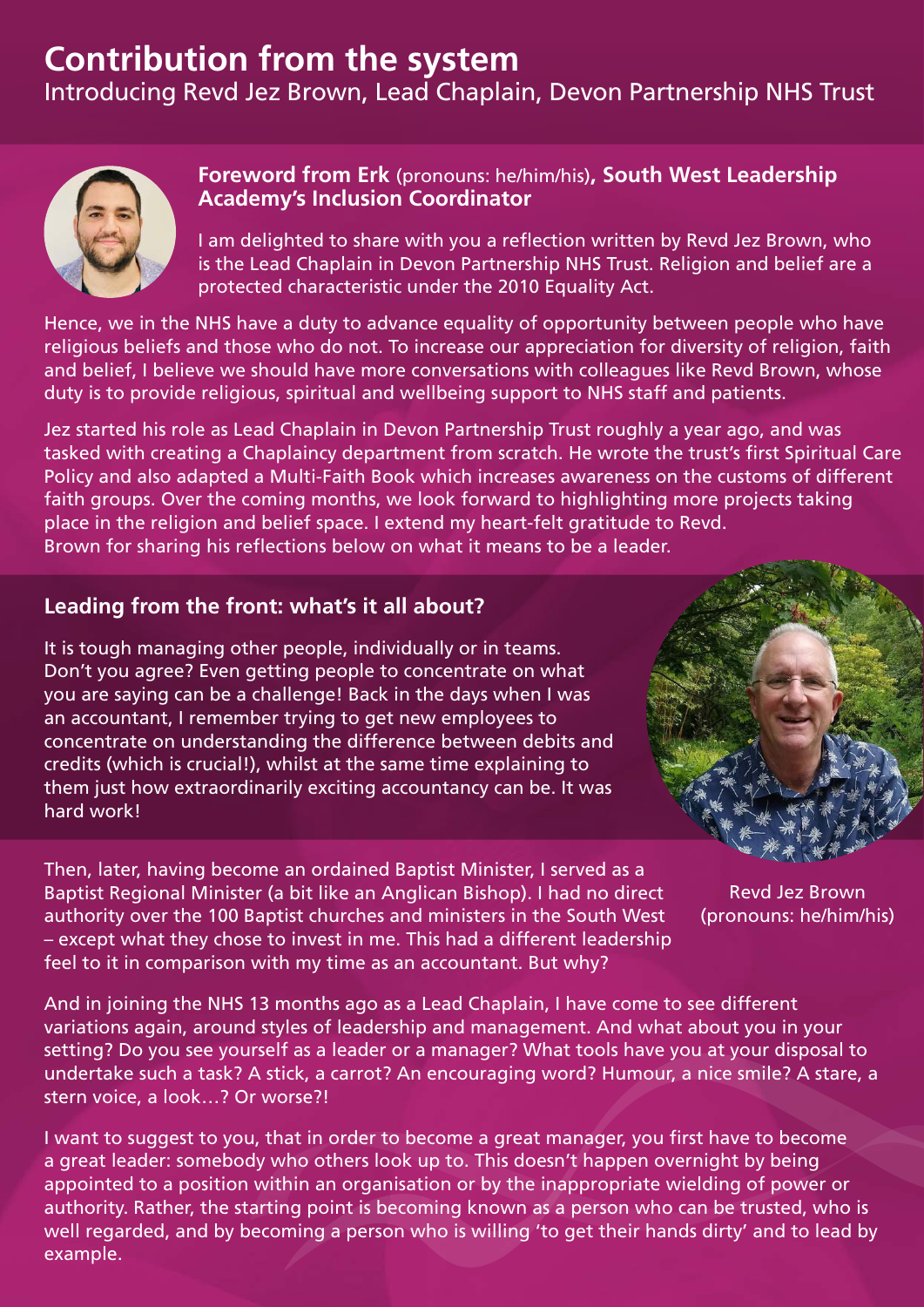# Contribution from the system

Introducing Revd Jez Brown, Lead Chaplain, Devon Partnership NHS Trust

**Foreword from Erk** (pronouns: he/him/his)**, South West Leadership Academy's Inclusion Coordinator**

I am delighted to share with you a reflection written by Revd Jez Brown, who is the Lead Chaplain in Devon Partnership NHS Trust. Religion and belief are a protected characteristic under the 2010 Equality Act.

Hence, we in the NHS have a duty to advance equality of opportunity between people who have religious beliefs and those who do not. To increase our appreciation for diversity of religion, faith and belief, I believe we should have more conversations with colleagues like Revd Brown, whose duty is to provide religious, spiritual and wellbeing support to NHS staff and patients.

Jez started his role as Lead Chaplain in Devon Partnership Trust roughly a year ago, and was tasked with creating a Chaplaincy department from scratch. He wrote the trust's first Spiritual Care Policy and also adapted a Multi-Faith Book which increases awareness on the customs of different faith groups. Over the coming months, we look forward to highlighting more projects taking place in the religion and belief space. I extend my heart-felt gratitude to Revd. Brown for sharing his reflections below on what it means to be a leader.

## Leading from the front: what's it all about?

It is tough managing other people, individually or in teams. Don't you agree? Even getting people to concentrate on what you are saying can be a challenge! Back in the days when I was an accountant, I remember trying to get new employees to concentrate on understanding the difference between debits and credits (which is crucial!), whilst at the same time explaining to them just how extraordinarily exciting accountancy can be. It was hard work!

Revd Jez Brown (pronouns: he/him/his)

Then, later, having become an ordained Baptist Minister, I served as a Baptist Regional Minister (a bit like an Anglican Bishop). I had no direct authority over the 100 Baptist churches and ministers in the South West – except what they chose to invest in me. This had a different leadership feel to it in comparison with my time as an accountant. But why?

And in joining the NHS 13 months ago as a Lead Chaplain, I have come to see different variations again, around styles of leadership and management. And what about you in your setting? Do you see yourself as a leader or a manager? What tools have you at your disposal to undertake such a task? A stick, a carrot? An encouraging word? Humour, a nice smile? A stare, a stern voice, a look…? Or worse?!

I want to suggest to you, that in order to become a great manager, you first have to become a great leader: somebody who others look up to. This doesn't happen overnight by being appointed to a position within an organisation or by the inappropriate wielding of power or authority. Rather, the starting point is becoming known as a person who can be trusted, who is well regarded, and by becoming a person who is willing 'to get their hands dirty' and to lead by example.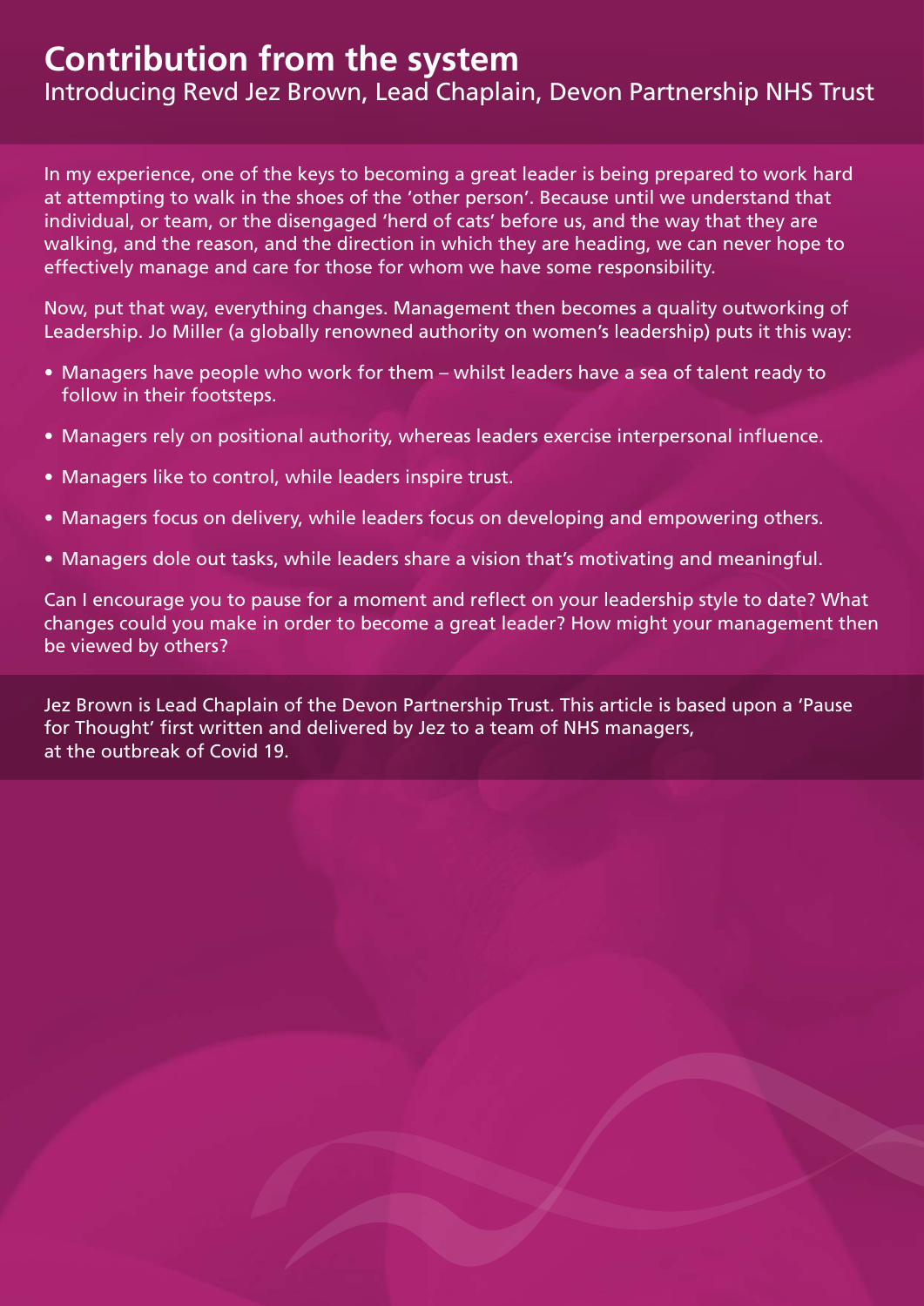# Contribution from the system

## Introducing Revd Jez Brown, Lead Chaplain, Devon Partnership NHS Trust

In my experience, one of the keys to becoming a great leader is being prepared to work hard at attempting to walk in the shoes of the 'other person'. Because until we understand that individual, or team, or the disengaged 'herd of cats' before us, and the way that they are walking, and the reason, and the direction in which they are heading, we can never hope to effectively manage and care for those for whom we have some responsibility.

Now, put that way, everything changes. Management then becomes a quality outworking of Leadership. Jo Miller (a globally renowned authority on women's leadership) puts it this way:

- Managers have people who work for them – whilst leaders have a sea of talent ready to follow in their footsteps.
- Managers rely on positional authority, whereas leaders exercise interpersonal influence.
- Managers like to control, while leaders inspire trust.
- Managers focus on delivery, while leaders focus on developing and empowering others.
- Managers dole out tasks, while leaders share a vision that's motivating and meaningful.

Can I encourage you to pause for a moment and reflect on your leadership style to date? What changes could you make in order to become a great leader? How might your management then be viewed by others?

Jez Brown is Lead Chaplain of the Devon Partnership Trust. This article is based upon a 'Pause for Thought' first written and delivered by Jez to a team of NHS managers, at the outbreak of Covid 19.